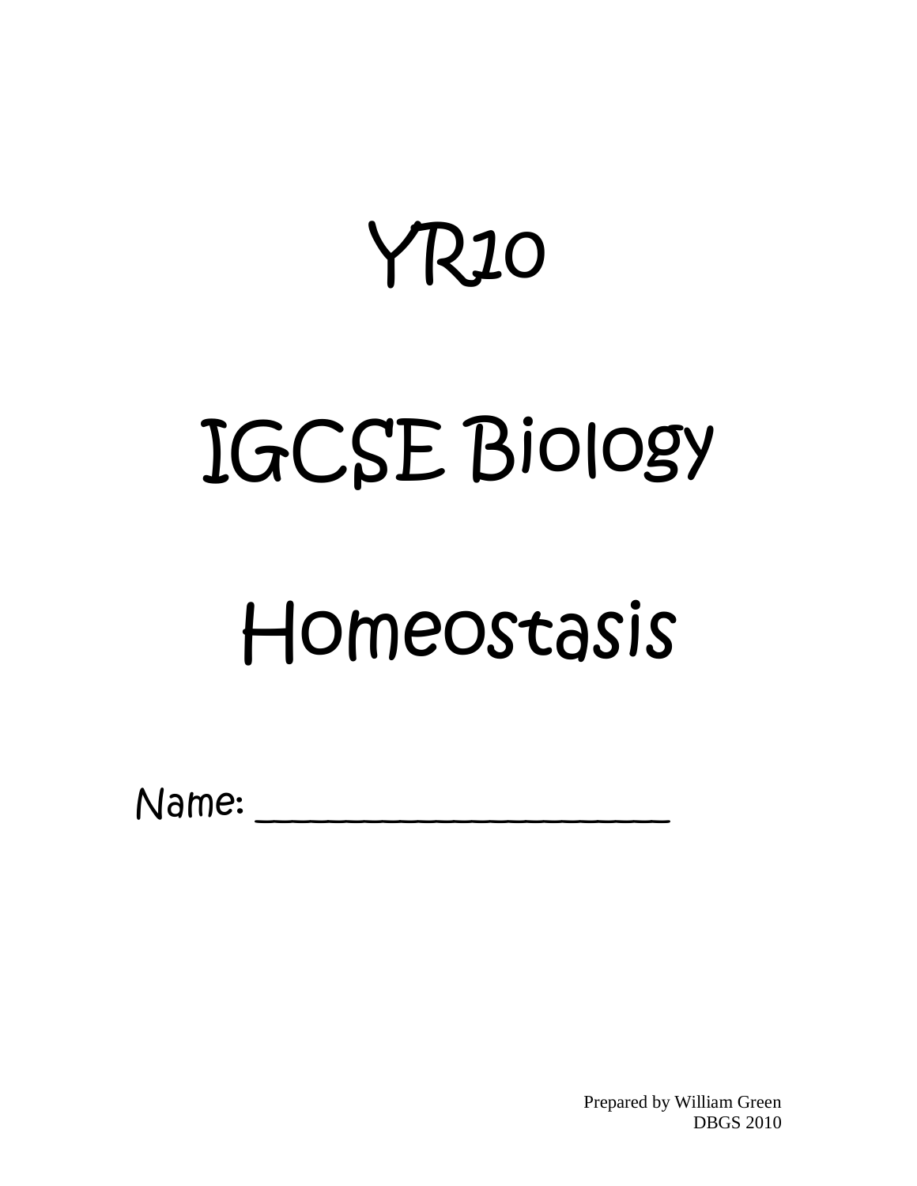# YR10

# IGCSE Biology

# Homeostasis

Name: _______________________

Prepared by William Green
DBGS 2010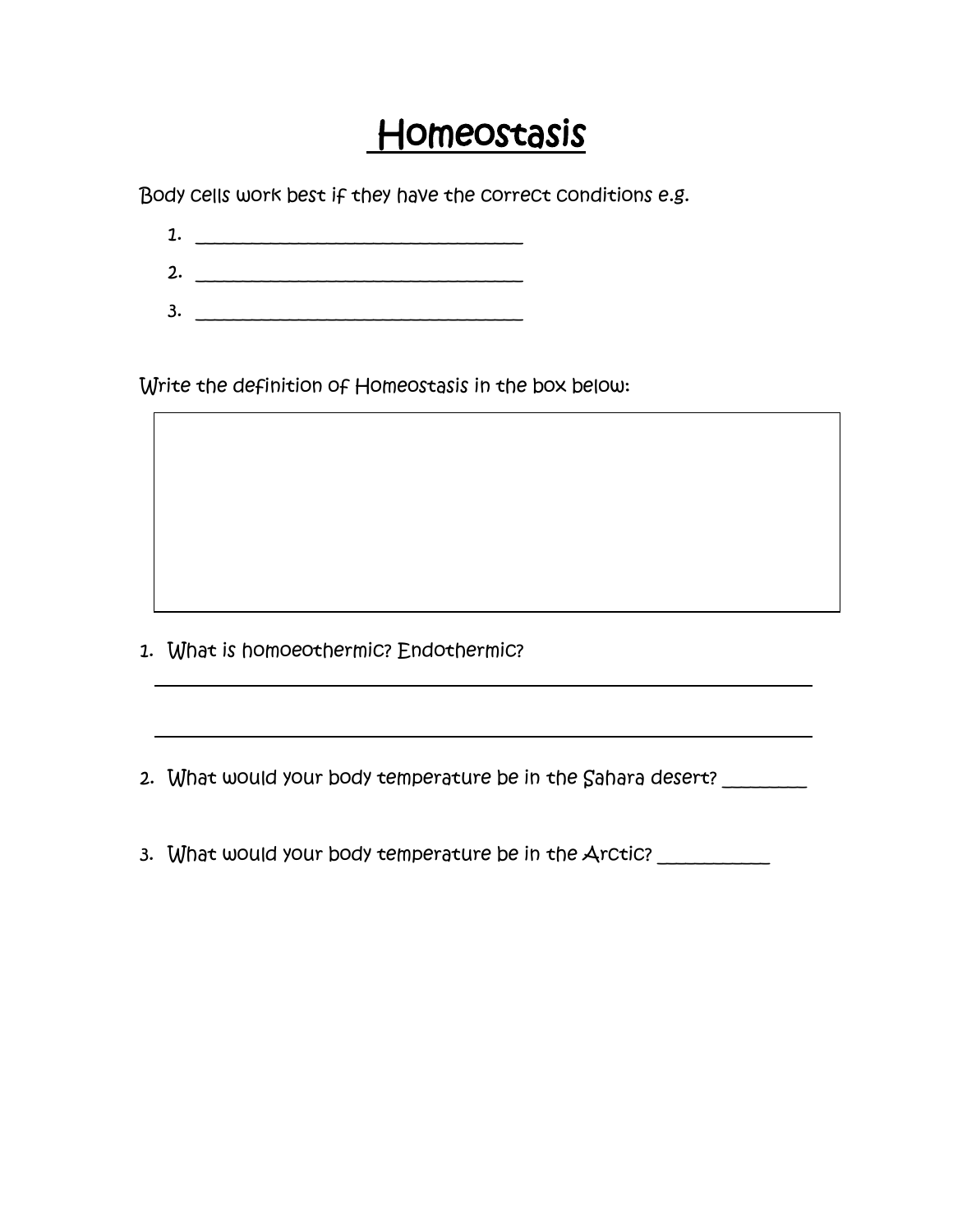# Homeostasis

Body cells work best if they have the correct conditions e.g.

1. ____________________________________
2. ____________________________________
3. ____________________________________

Write the definition of Homeostasis in the box below:

1. What is homoeothermic? Endothermic?

____________________________________________________________

____________________________________________________________

2. What would your body temperature be in the Sahara desert? _________

3. What would your body temperature be in the Arctic? ____________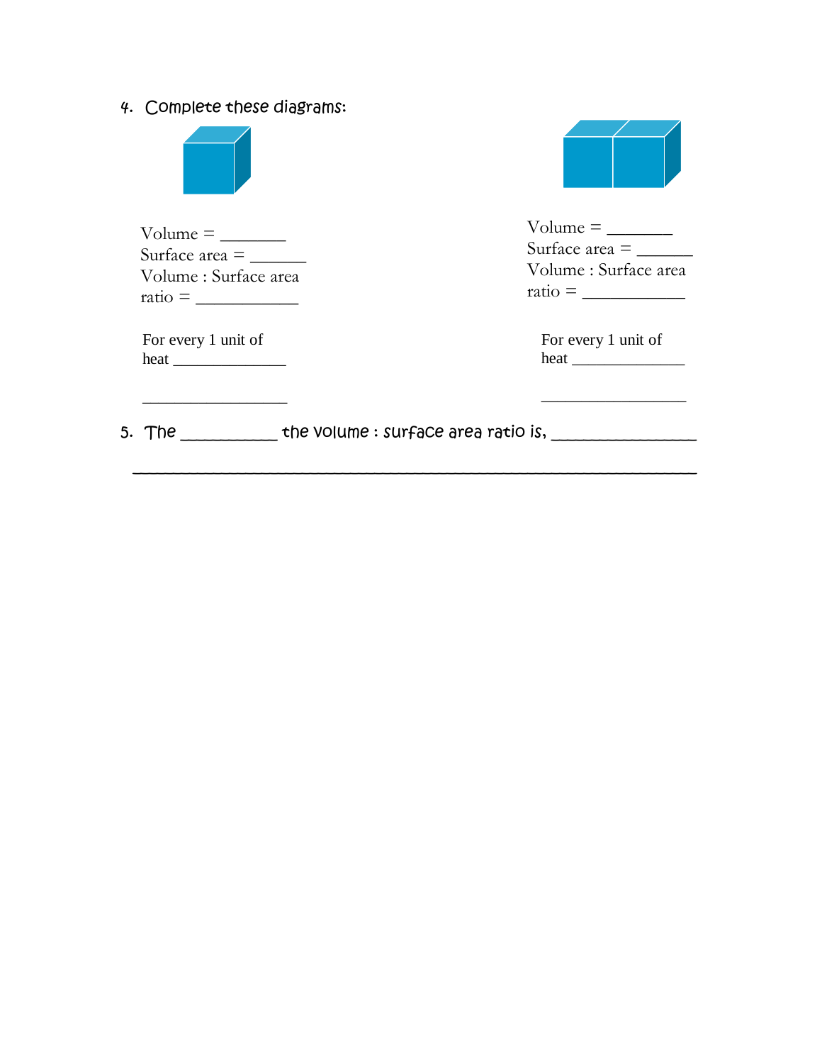4. Complete these diagrams:

Volume = ________
Surface area = _______
Volume : Surface area ratio = ____________

For every 1 unit of heat ______________

_________________

Volume = ________
Surface area = _______
Volume : Surface area ratio = ____________

For every 1 unit of heat ______________

_________________

5. The ___________ the volume : surface area ratio is, _________________

_____________________________________________________________________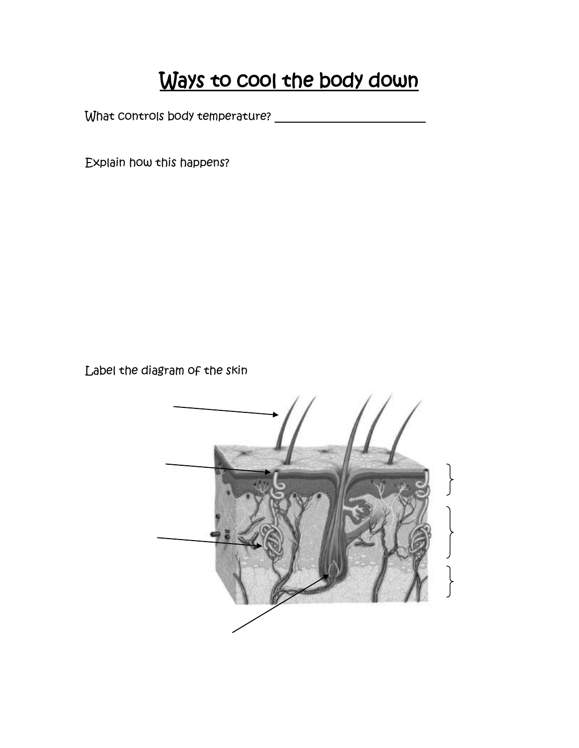# Ways to cool the body down

What controls body temperature? ____________________________

Explain how this happens?

Label the diagram of the skin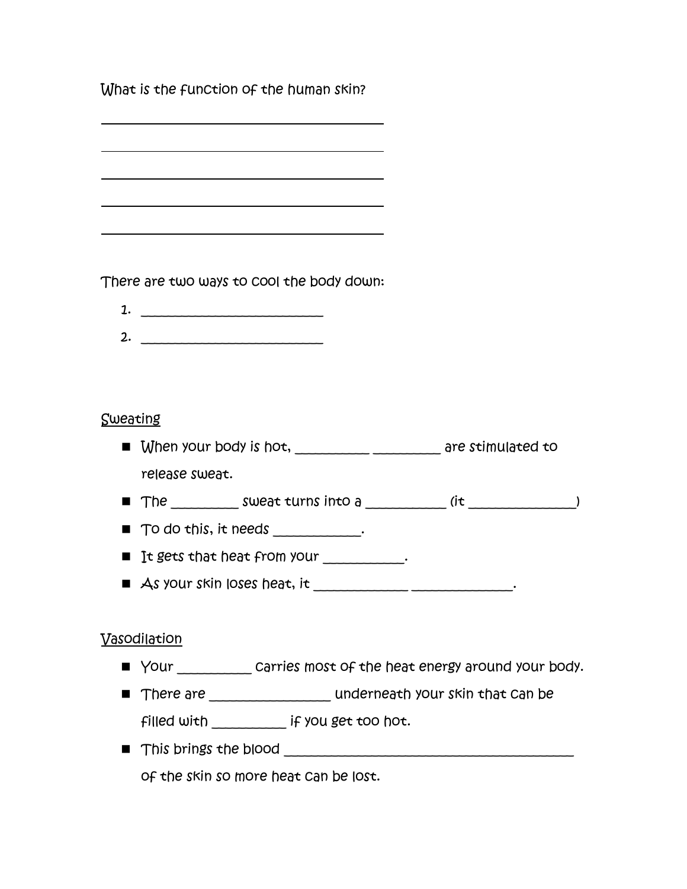What is the function of the human skin?

______________________________________________

______________________________________________

______________________________________________

______________________________________________

______________________________________________

There are two ways to cool the body down:

1. ____________________________
2. ____________________________

Sweating

- When your body is hot, ___________ __________ are stimulated to release sweat.
- The _________ sweat turns into a ___________ (it _______________)
- To do this, it needs ____________.
- It gets that heat from your ___________.
- As your skin loses heat, it ______________ ______________.

Vasodilation

- Your __________ carries most of the heat energy around your body.
- There are ________________ underneath your skin that can be filled with __________ if you get too hot.
- This brings the blood ____________________________________________ of the skin so more heat can be lost.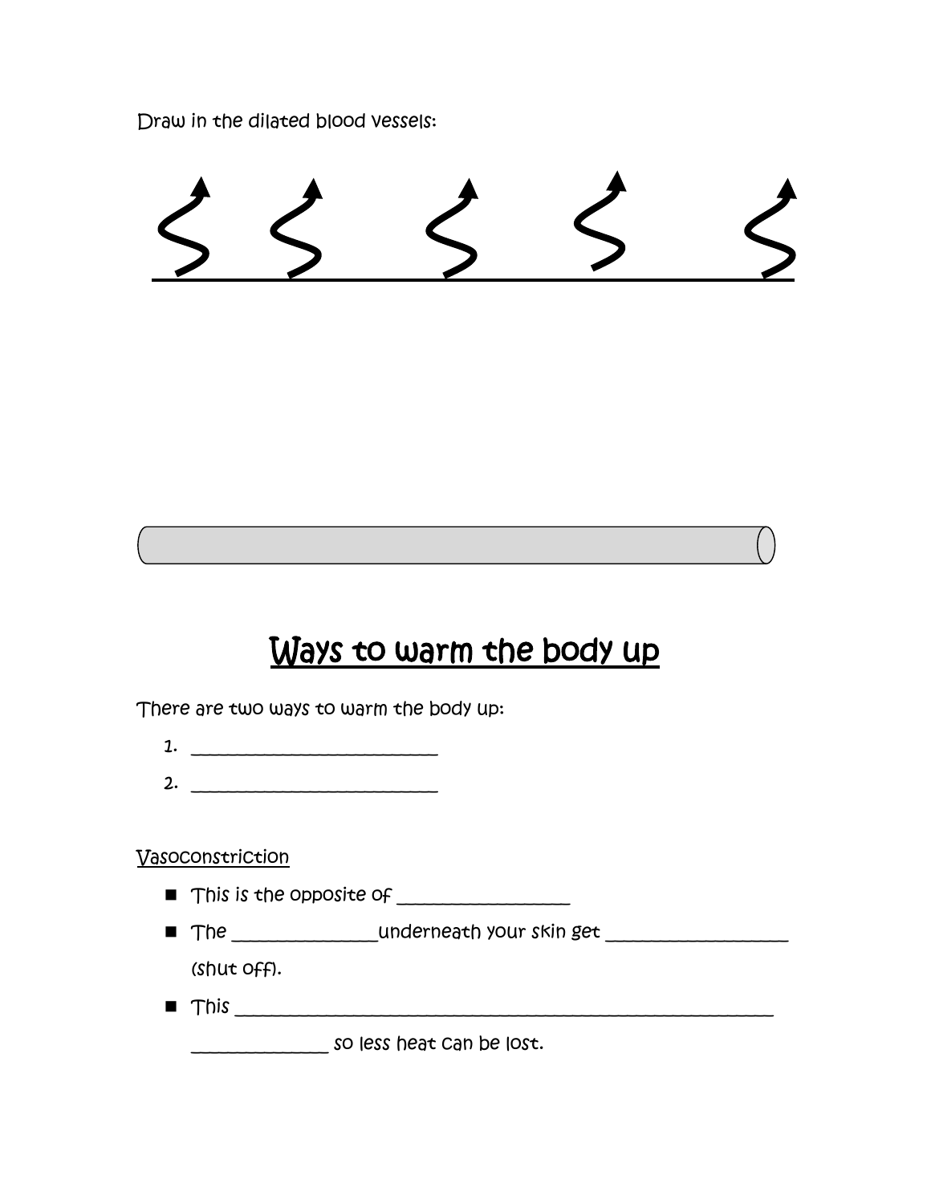Draw in the dilated blood vessels:

# Ways to warm the body up

There are two ways to warm the body up:

1. ___________________________
2. ___________________________

Vasoconstriction

- This is the opposite of ___________________
- The _______________underneath your skin get ___________________ (shut off).
- This ___________________________________________________________ _______________ so less heat can be lost.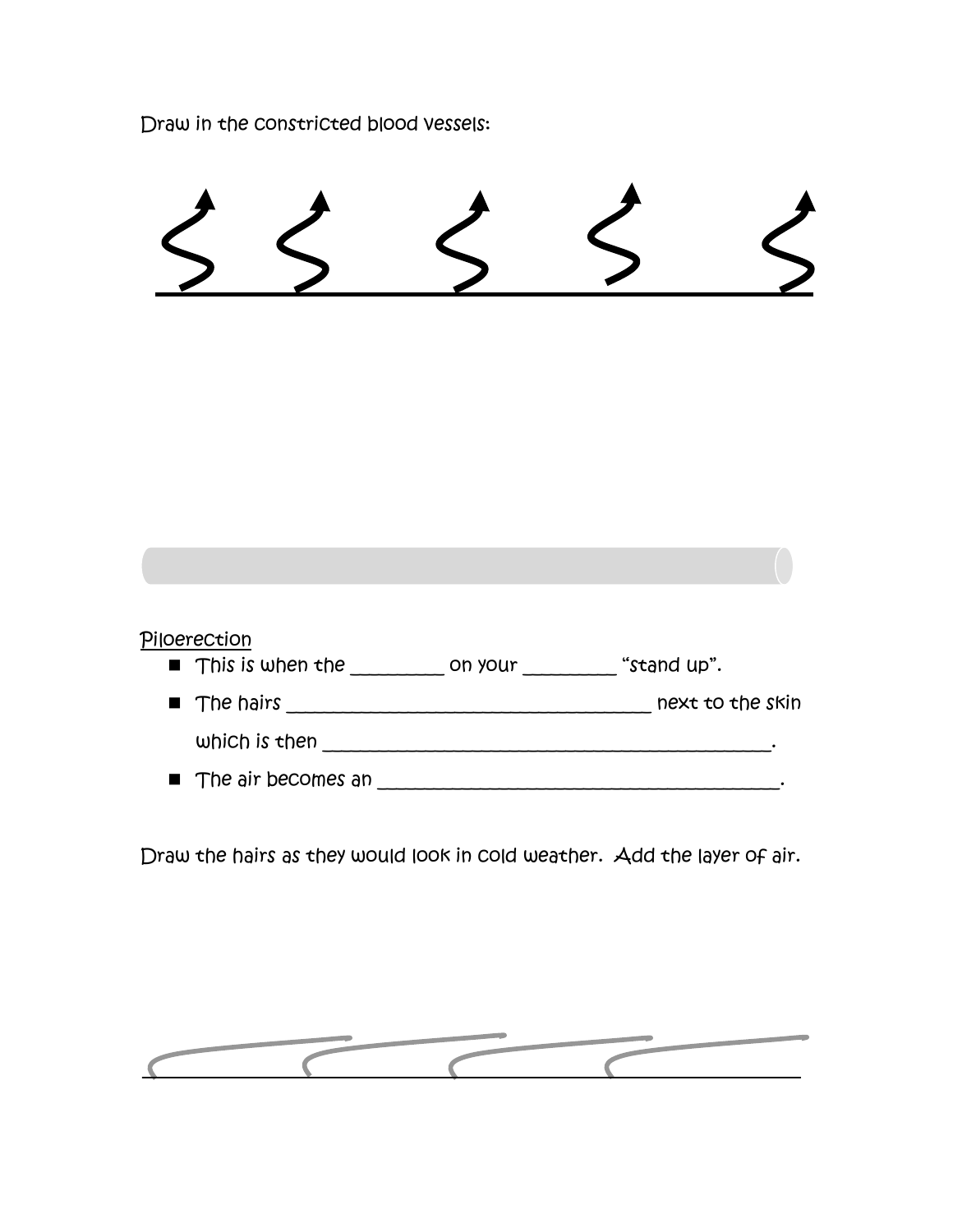Draw in the constricted blood vessels:

Piloerection

- This is when the __________ on your __________ "stand up".
- The hairs ________________________________________ next to the skin which is then __________________________________________________.
- The air becomes an ____________________________________________.

Draw the hairs as they would look in cold weather. Add the layer of air.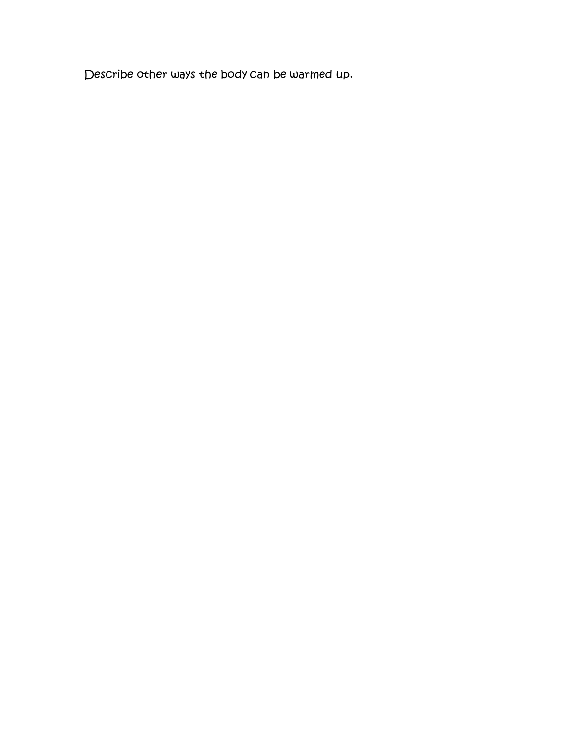Describe other ways the body can be warmed up.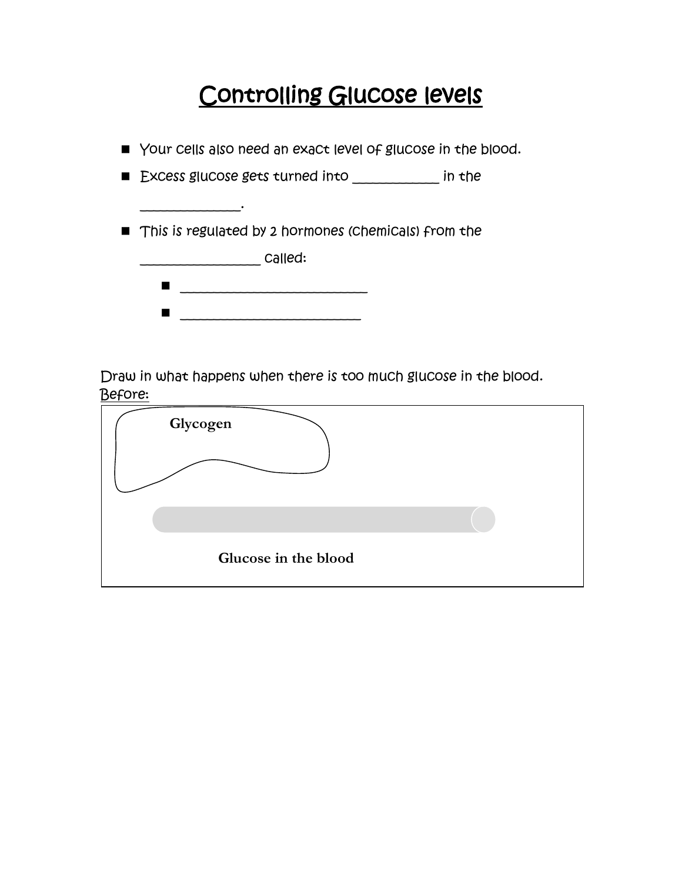# Controlling Glucose levels

- Your cells also need an exact level of glucose in the blood.
- Excess glucose gets turned into ____________ in the ______________.
- This is regulated by 2 hormones (chemicals) from the ________________ called:
  - ___________________________
  - __________________________

Draw in what happens when there is too much glucose in the blood.

Before:

Glycogen

Glucose in the blood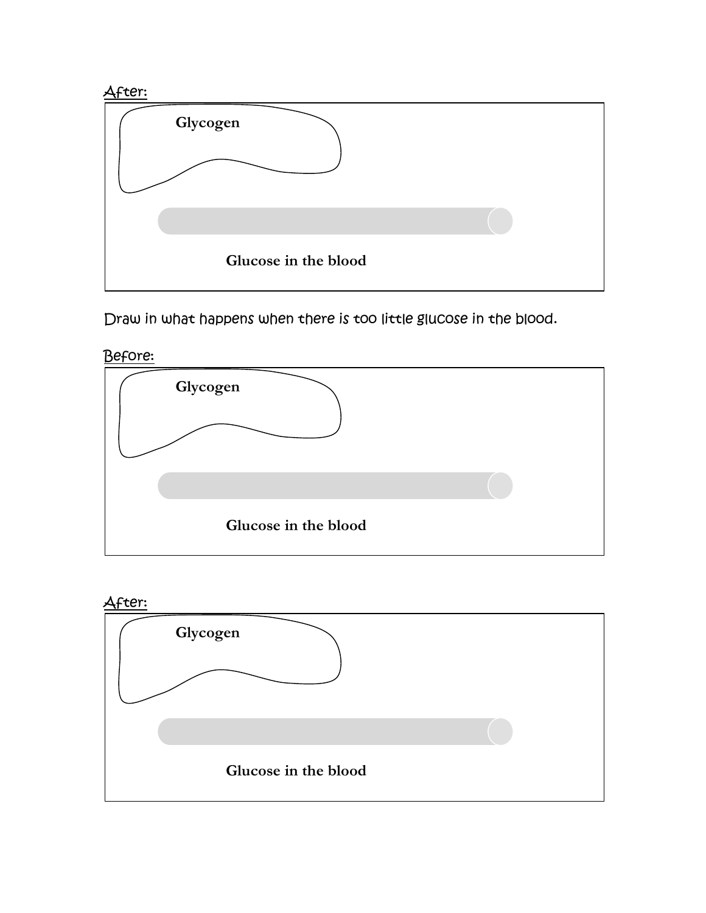After:

Glycogen

Glucose in the blood

Draw in what happens when there is too little glucose in the blood.

Before:

Glycogen

Glucose in the blood

After:

Glycogen

Glucose in the blood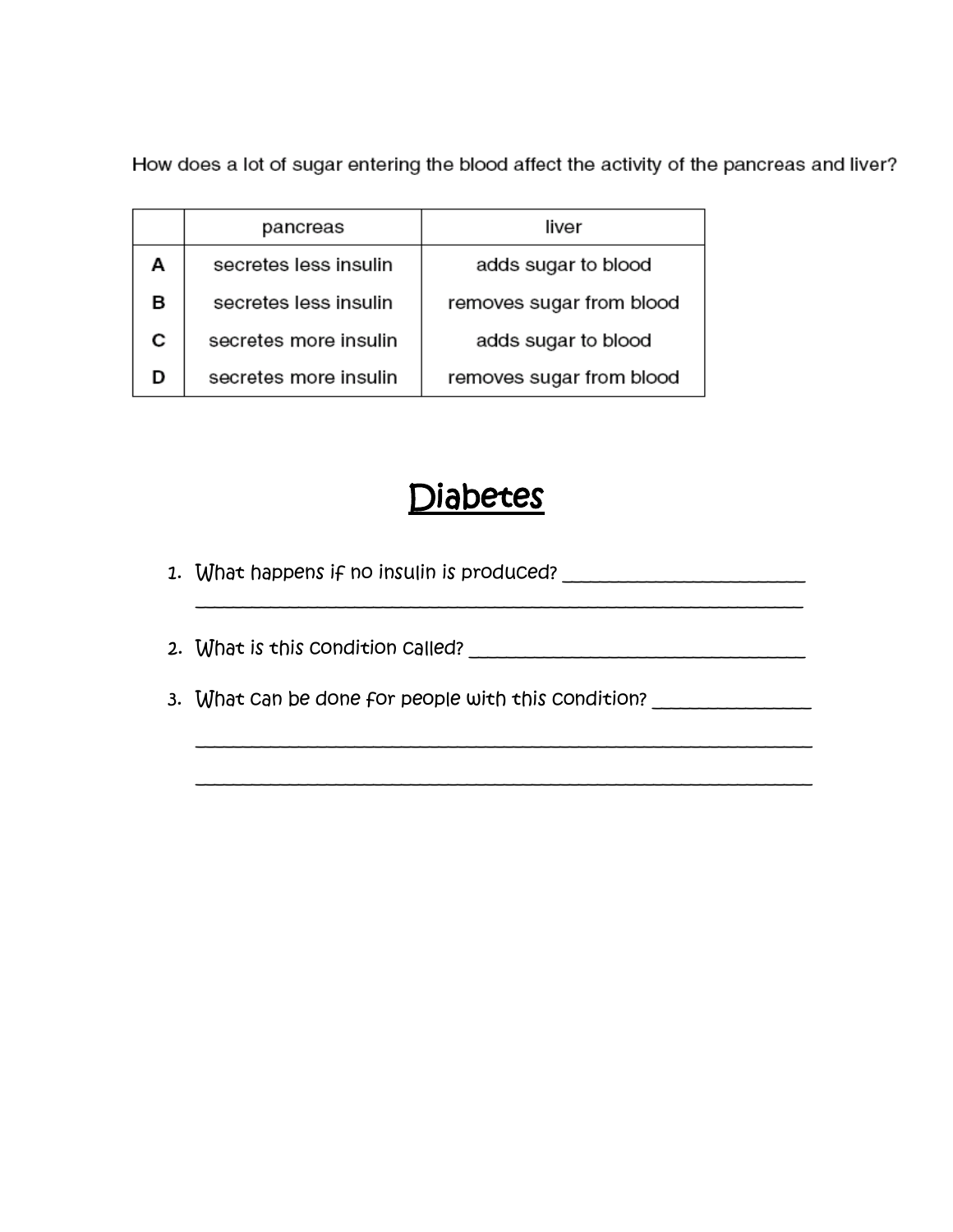How does a lot of sugar entering the blood affect the activity of the pancreas and liver?

| | pancreas | liver |
|---|---|---|
| **A** | secretes less insulin | adds sugar to blood |
| **B** | secretes less insulin | removes sugar from blood |
| **C** | secretes more insulin | adds sugar to blood |
| **D** | secretes more insulin | removes sugar from blood |

# Diabetes

1. What happens if no insulin is produced? ___________________________
___________________________________________________________________

2. What is this condition called? _____________________________________

3. What can be done for people with this condition? _________________
___________________________________________________________________
___________________________________________________________________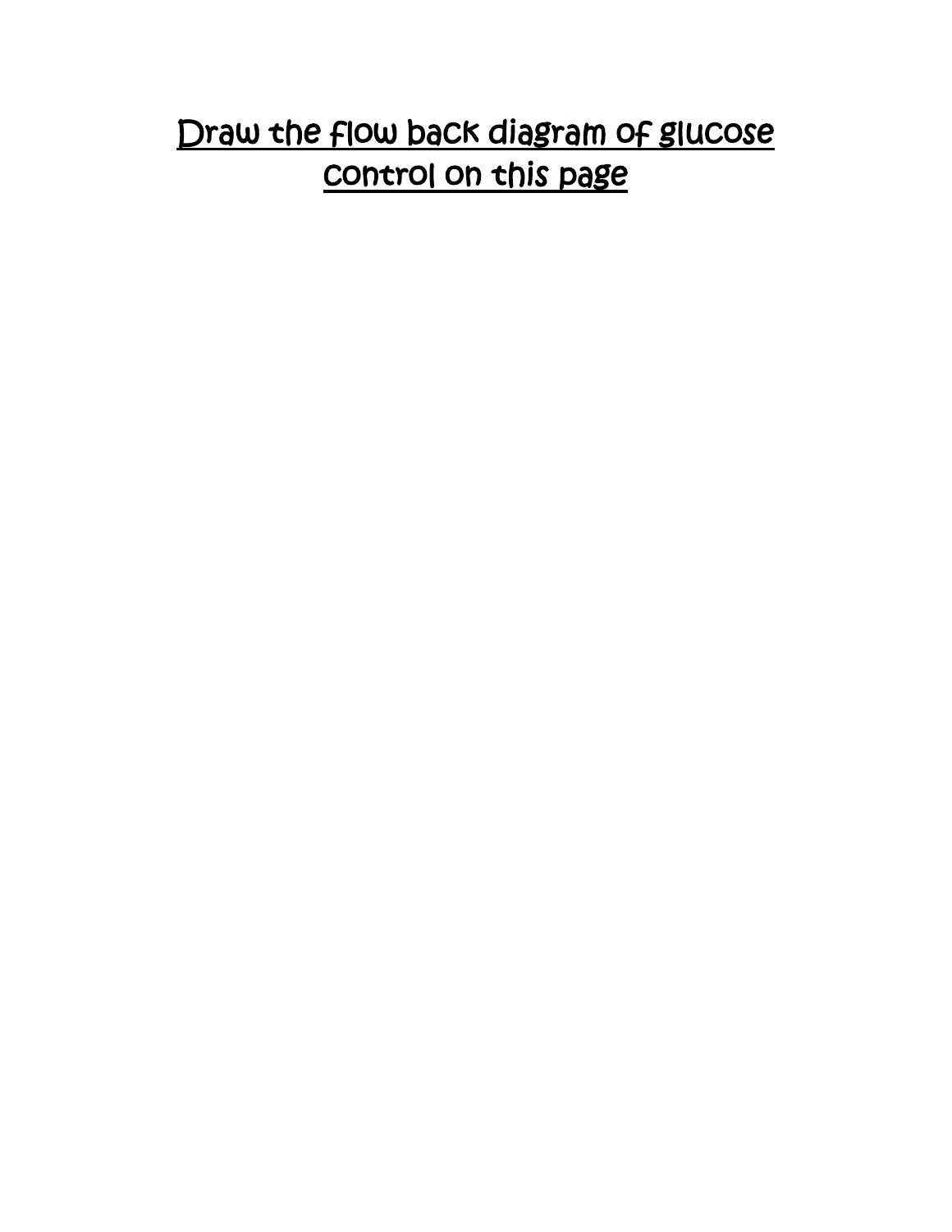# Draw the flow back diagram of glucose control on this page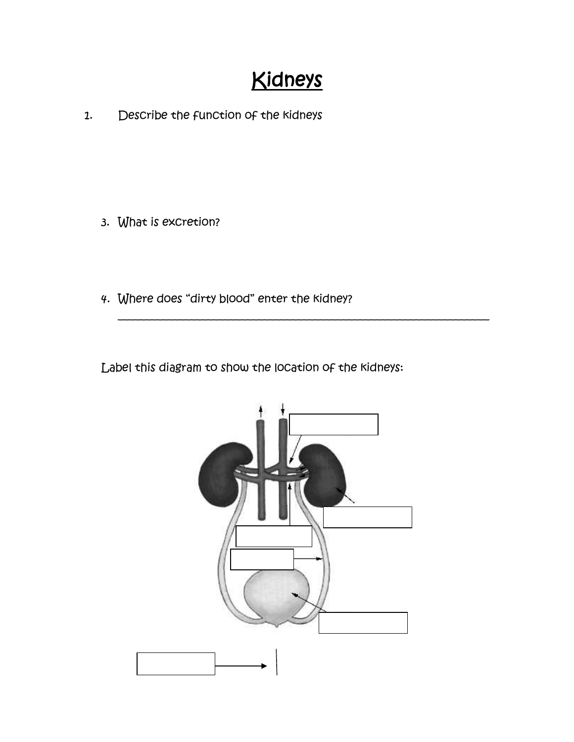# Kidneys

1. Describe the function of the kidneys

3. What is excretion?

4. Where does "dirty blood" enter the kidney?

______________________________________________________________________

Label this diagram to show the location of the kidneys: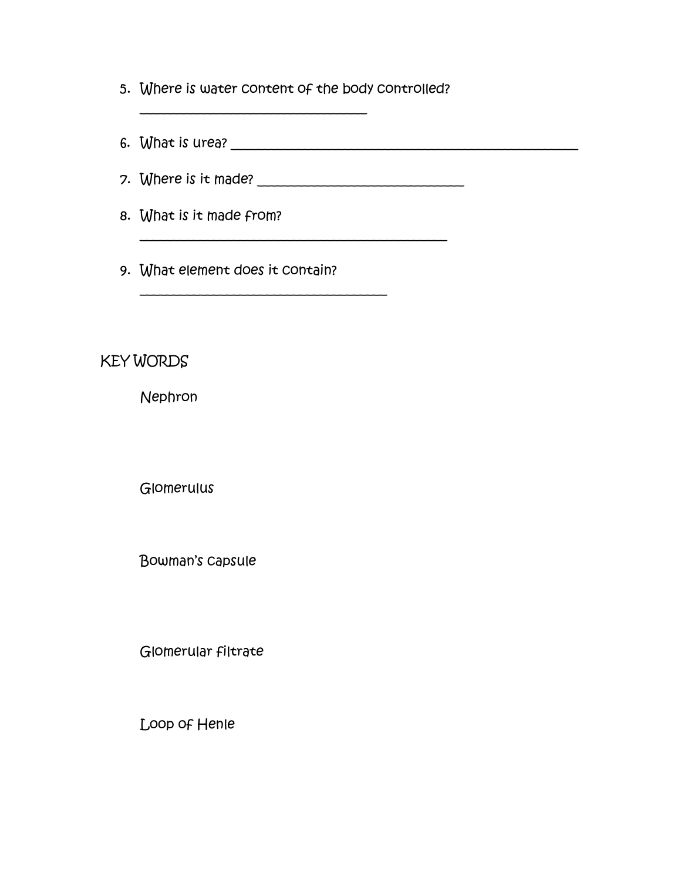5. Where is water content of the body controlled?

 ___________________________________

6. What is urea? ______________________________________________________

7. Where is it made? ______________________________

8. What is it made from?

 _______________________________________________

9. What element does it contain?

 ______________________________________

KEY WORDS

Nephron

Glomerulus

Bowman's capsule

Glomerular filtrate

Loop of Henle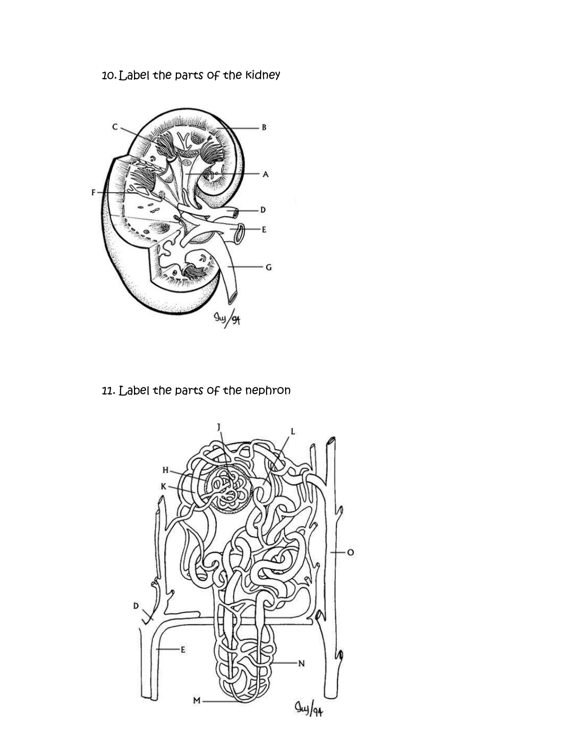10. Label the parts of the kidney

C

B

A

F

D

E

G

Guy/94

11. Label the parts of the nephron

J

L

H

K

O

D

E

N

M

Guy/94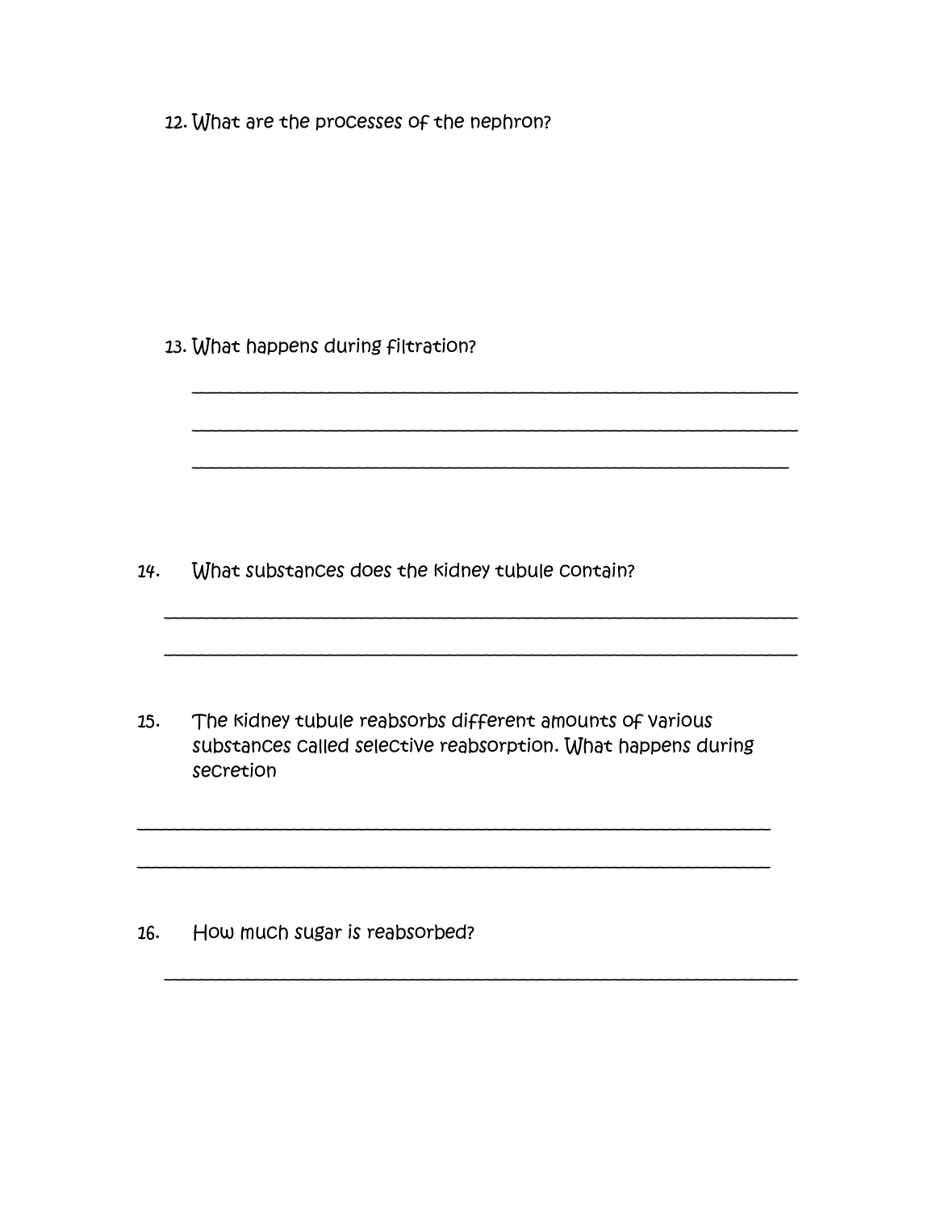12. What are the processes of the nephron?

13. What happens during filtration?

_______________________________________________________________

_______________________________________________________________

_______________________________________________________________

14. What substances does the kidney tubule contain?

_______________________________________________________________

_______________________________________________________________

15. The kidney tubule reabsorbs different amounts of various substances called selective reabsorption. What happens during secretion

_______________________________________________________________

_______________________________________________________________

16. How much sugar is reabsorbed?

_______________________________________________________________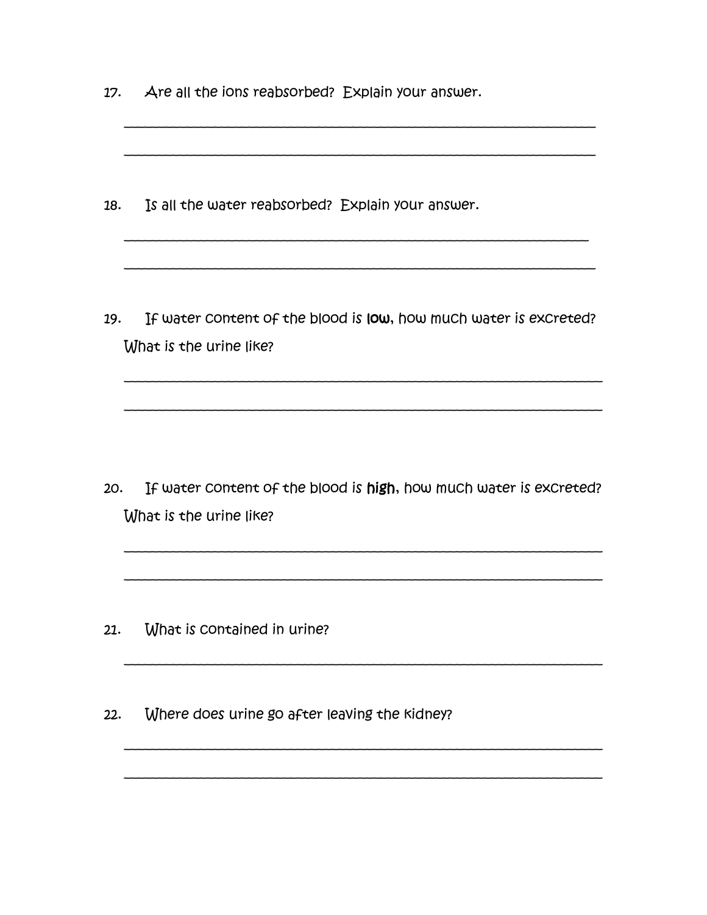17. Are all the ions reabsorbed? Explain your answer.

\_\_\_\_\_\_\_\_\_\_\_\_\_\_\_\_\_\_\_\_\_\_\_\_\_\_\_\_\_\_\_\_\_\_\_\_\_\_\_\_\_\_\_\_\_\_\_\_\_\_\_\_\_\_\_\_\_\_\_\_\_\_\_\_

\_\_\_\_\_\_\_\_\_\_\_\_\_\_\_\_\_\_\_\_\_\_\_\_\_\_\_\_\_\_\_\_\_\_\_\_\_\_\_\_\_\_\_\_\_\_\_\_\_\_\_\_\_\_\_\_\_\_\_\_\_\_\_\_

18. Is all the water reabsorbed? Explain your answer.

\_\_\_\_\_\_\_\_\_\_\_\_\_\_\_\_\_\_\_\_\_\_\_\_\_\_\_\_\_\_\_\_\_\_\_\_\_\_\_\_\_\_\_\_\_\_\_\_\_\_\_\_\_\_\_\_\_\_\_\_\_\_\_\_

\_\_\_\_\_\_\_\_\_\_\_\_\_\_\_\_\_\_\_\_\_\_\_\_\_\_\_\_\_\_\_\_\_\_\_\_\_\_\_\_\_\_\_\_\_\_\_\_\_\_\_\_\_\_\_\_\_\_\_\_\_\_\_\_

19. If water content of the blood is **low**, how much water is excreted? What is the urine like?

\_\_\_\_\_\_\_\_\_\_\_\_\_\_\_\_\_\_\_\_\_\_\_\_\_\_\_\_\_\_\_\_\_\_\_\_\_\_\_\_\_\_\_\_\_\_\_\_\_\_\_\_\_\_\_\_\_\_\_\_\_\_\_\_

\_\_\_\_\_\_\_\_\_\_\_\_\_\_\_\_\_\_\_\_\_\_\_\_\_\_\_\_\_\_\_\_\_\_\_\_\_\_\_\_\_\_\_\_\_\_\_\_\_\_\_\_\_\_\_\_\_\_\_\_\_\_\_\_

20. If water content of the blood is **high**, how much water is excreted? What is the urine like?

\_\_\_\_\_\_\_\_\_\_\_\_\_\_\_\_\_\_\_\_\_\_\_\_\_\_\_\_\_\_\_\_\_\_\_\_\_\_\_\_\_\_\_\_\_\_\_\_\_\_\_\_\_\_\_\_\_\_\_\_\_\_\_\_

\_\_\_\_\_\_\_\_\_\_\_\_\_\_\_\_\_\_\_\_\_\_\_\_\_\_\_\_\_\_\_\_\_\_\_\_\_\_\_\_\_\_\_\_\_\_\_\_\_\_\_\_\_\_\_\_\_\_\_\_\_\_\_\_

21. What is contained in urine?

\_\_\_\_\_\_\_\_\_\_\_\_\_\_\_\_\_\_\_\_\_\_\_\_\_\_\_\_\_\_\_\_\_\_\_\_\_\_\_\_\_\_\_\_\_\_\_\_\_\_\_\_\_\_\_\_\_\_\_\_\_\_\_\_

22. Where does urine go after leaving the kidney?

\_\_\_\_\_\_\_\_\_\_\_\_\_\_\_\_\_\_\_\_\_\_\_\_\_\_\_\_\_\_\_\_\_\_\_\_\_\_\_\_\_\_\_\_\_\_\_\_\_\_\_\_\_\_\_\_\_\_\_\_\_\_\_\_

\_\_\_\_\_\_\_\_\_\_\_\_\_\_\_\_\_\_\_\_\_\_\_\_\_\_\_\_\_\_\_\_\_\_\_\_\_\_\_\_\_\_\_\_\_\_\_\_\_\_\_\_\_\_\_\_\_\_\_\_\_\_\_\_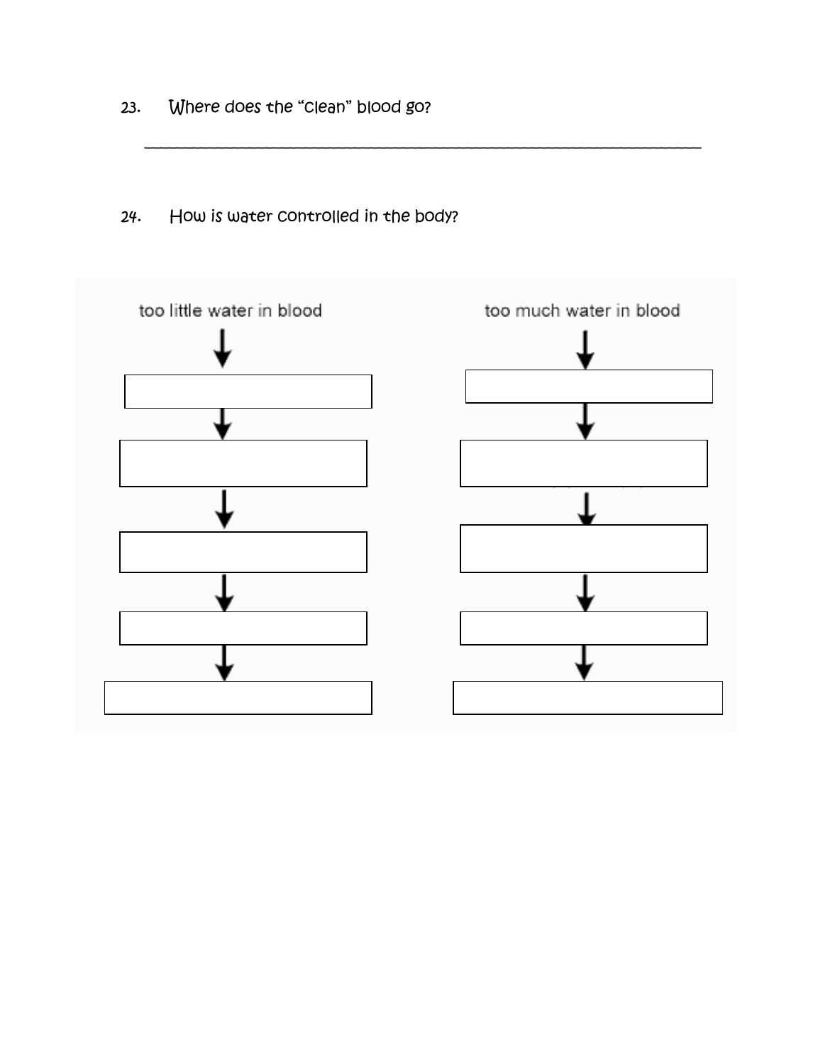23. Where does the "clean" blood go?

\_\_\_\_\_\_\_\_\_\_\_\_\_\_\_\_\_\_\_\_\_\_\_\_\_\_\_\_\_\_\_\_\_\_\_\_\_\_\_\_\_\_\_\_\_\_\_\_\_\_\_\_\_\_\_\_\_\_\_\_\_\_\_\_\_\_\_\_\_\_

24. How is water controlled in the body?

too little water in blood

too much water in blood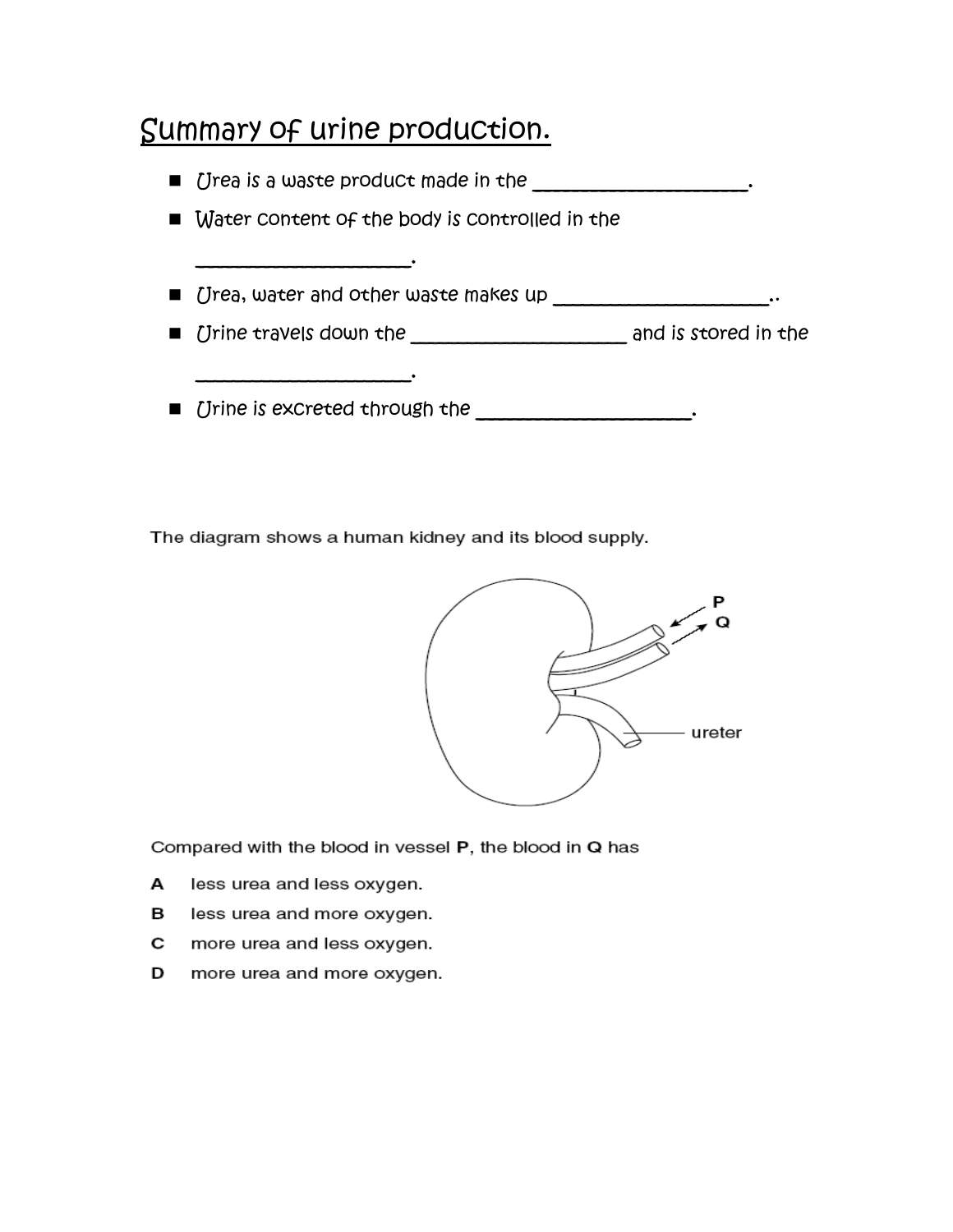# Summary of urine production.

- Urea is a waste product made in the ______________________.
- Water content of the body is controlled in the ______________________.
- Urea, water and other waste makes up ______________________..
- Urine travels down the ______________________ and is stored in the ______________________.
- Urine is excreted through the ______________________.

The diagram shows a human kidney and its blood supply.

P

Q

ureter

Compared with the blood in vessel **P**, the blood in **Q** has

**A** less urea and less oxygen.

**B** less urea and more oxygen.

**C** more urea and less oxygen.

**D** more urea and more oxygen.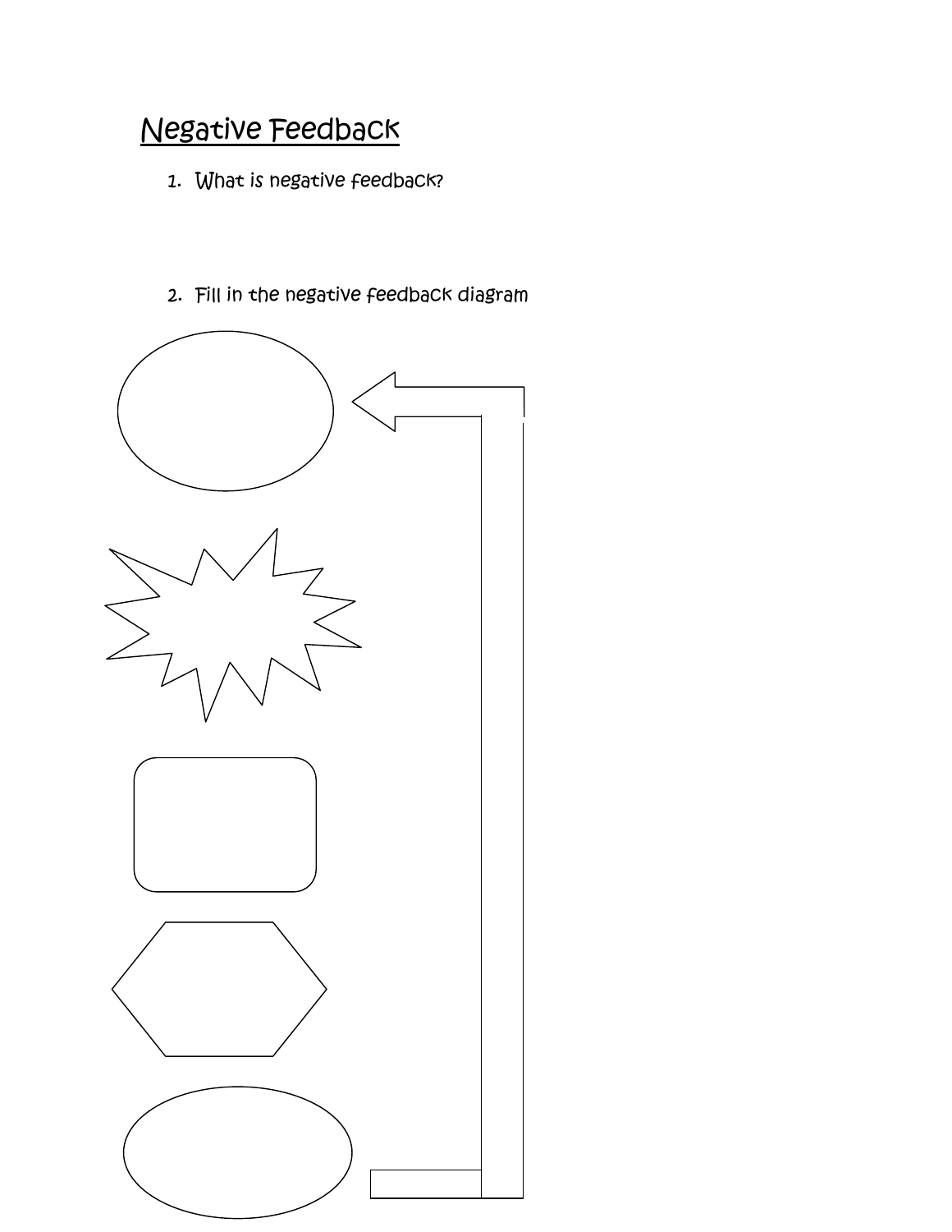# Negative Feedback

1. What is negative feedback?

2. Fill in the negative feedback diagram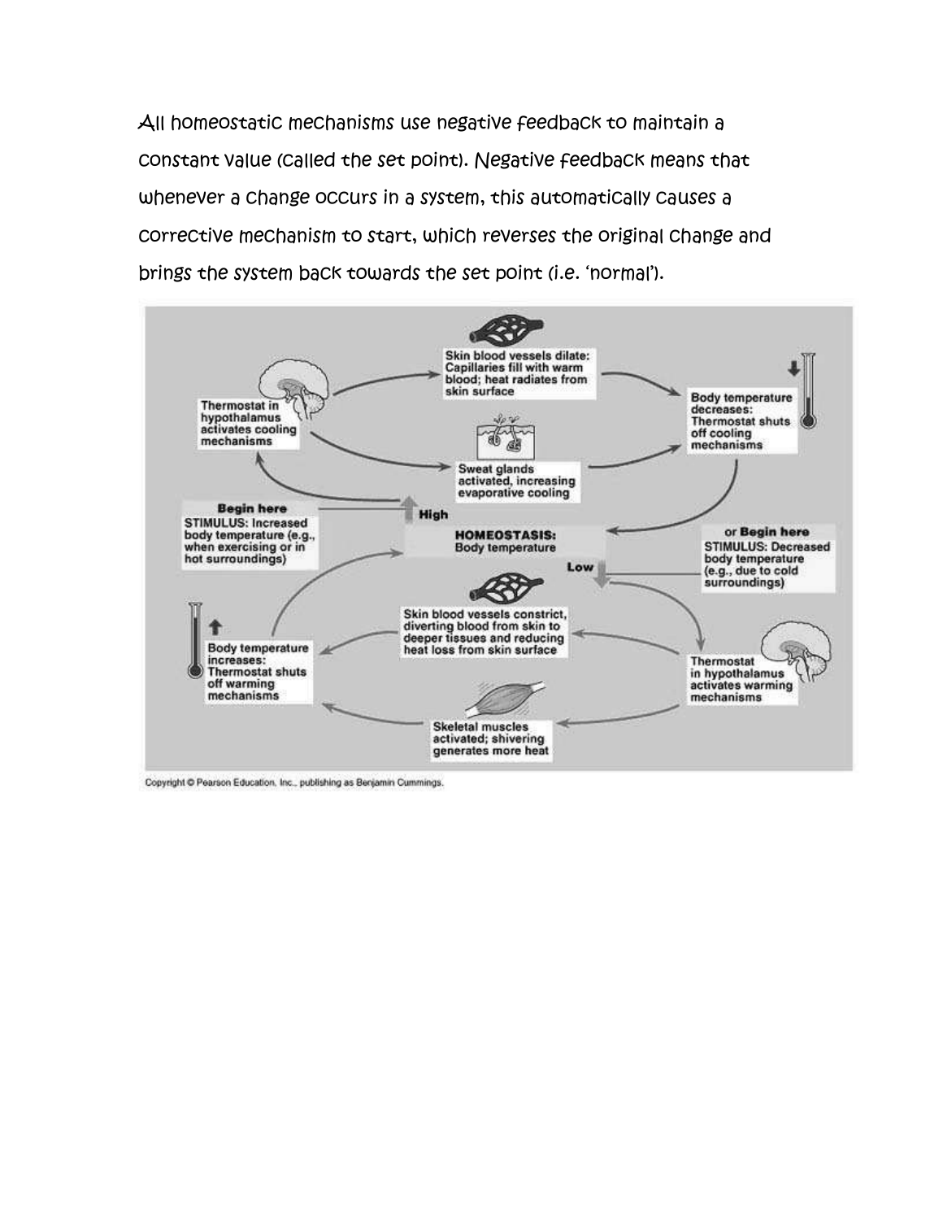All homeostatic mechanisms use negative feedback to maintain a constant value (called the set point). Negative feedback means that whenever a change occurs in a system, this automatically causes a corrective mechanism to start, which reverses the original change and brings the system back towards the set point (i.e. 'normal').

Skin blood vessels dilate: Capillaries fill with warm blood; heat radiates from skin surface

Thermostat in hypothalamus activates cooling mechanisms

Body temperature decreases: Thermostat shuts off cooling mechanisms

Sweat glands activated, increasing evaporative cooling

**Begin here**
STIMULUS: Increased body temperature (e.g., when exercising or in hot surroundings)

High

**HOMEOSTASIS:**
Body temperature

Low

or **Begin here**
STIMULUS: Decreased body temperature (e.g., due to cold surroundings)

Skin blood vessels constrict, diverting blood from skin to deeper tissues and reducing heat loss from skin surface

Body temperature increases: Thermostat shuts off warming mechanisms

Thermostat in hypothalamus activates warming mechanisms

Skeletal muscles activated; shivering generates more heat

Copyright © Pearson Education, Inc., publishing as Benjamin Cummings.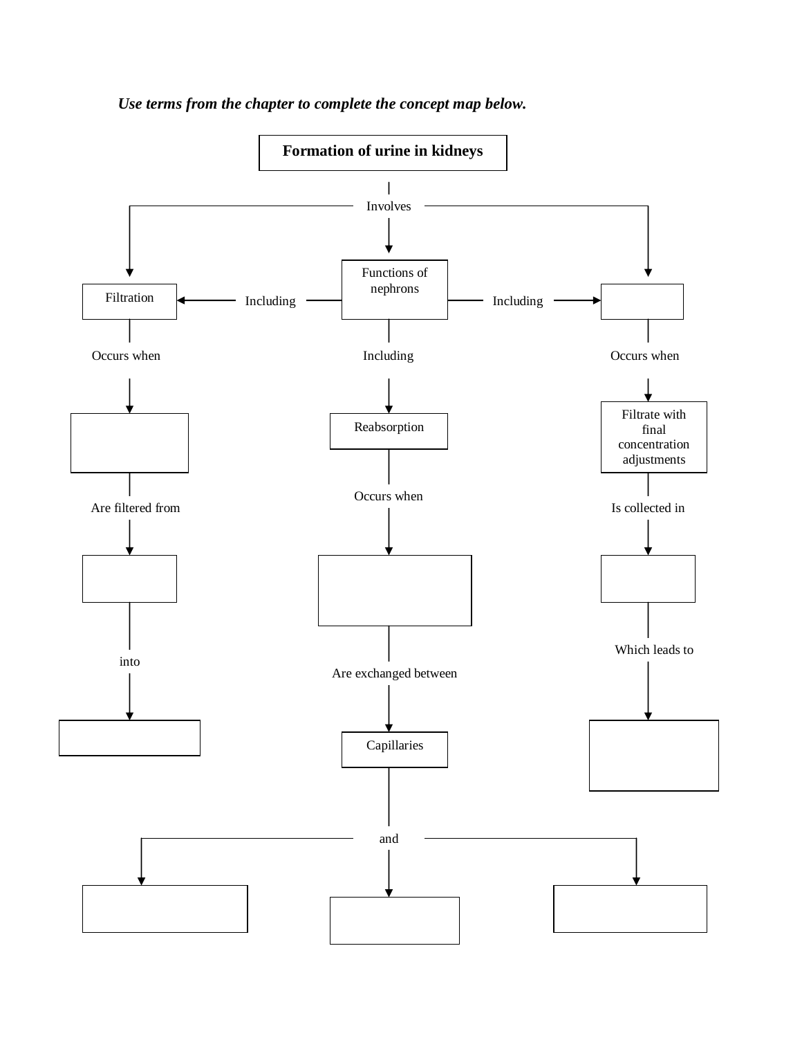***Use terms from the chapter to complete the concept map below.***

**Formation of urine in kidneys**

Involves

Functions of nephrons

Including

Filtration

Including

Occurs when

Including

Occurs when

Reabsorption

Filtrate with final concentration adjustments

Are filtered from

Occurs when

Is collected in

into

Are exchanged between

Which leads to

Capillaries

and